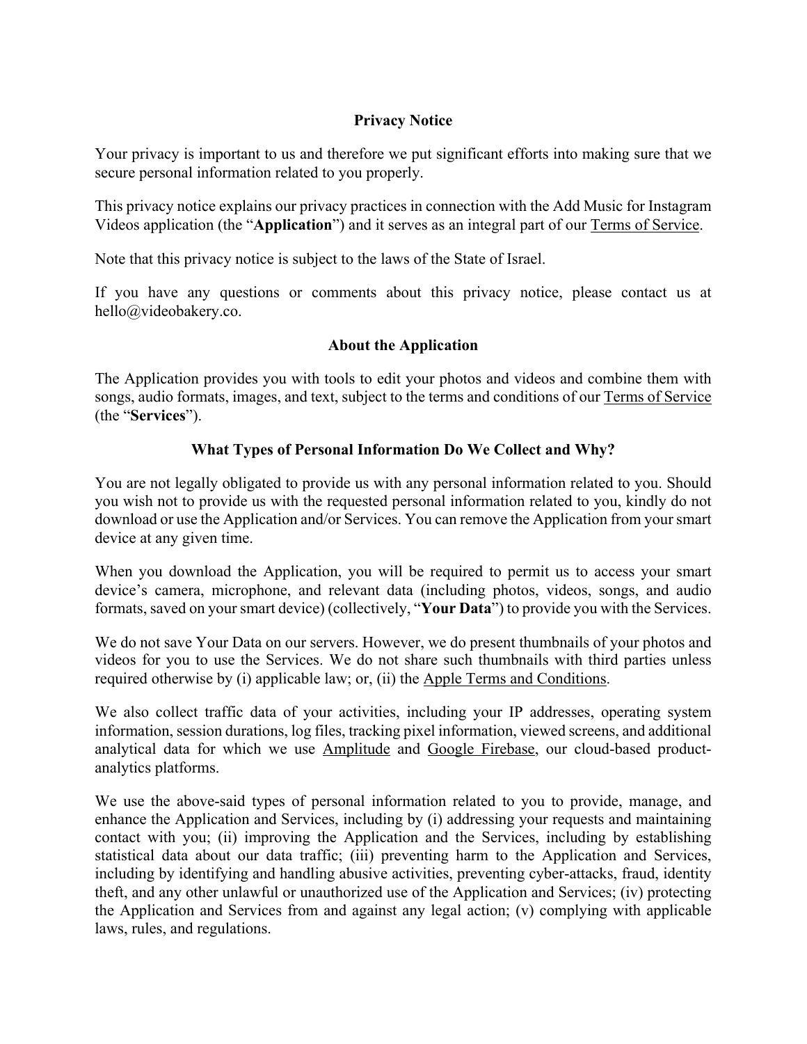# Privacy Notice

Your privacy is important to us and therefore we put significant efforts into making sure that we secure personal information related to you properly.

This privacy notice explains our privacy practices in connection with the Add Music for Instagram Videos application (the "**Application**") and it serves as an integral part of our Terms of Service.

Note that this privacy notice is subject to the laws of the State of Israel.

If you have any questions or comments about this privacy notice, please contact us at hello@videobakery.co.

## About the Application

The Application provides you with tools to edit your photos and videos and combine them with songs, audio formats, images, and text, subject to the terms and conditions of our Terms of Service (the "**Services**").

## What Types of Personal Information Do We Collect and Why?

You are not legally obligated to provide us with any personal information related to you. Should you wish not to provide us with the requested personal information related to you, kindly do not download or use the Application and/or Services. You can remove the Application from your smart device at any given time.

When you download the Application, you will be required to permit us to access your smart device's camera, microphone, and relevant data (including photos, videos, songs, and audio formats, saved on your smart device) (collectively, "**Your Data**") to provide you with the Services.

We do not save Your Data on our servers. However, we do present thumbnails of your photos and videos for you to use the Services. We do not share such thumbnails with third parties unless required otherwise by (i) applicable law; or, (ii) the Apple Terms and Conditions.

We also collect traffic data of your activities, including your IP addresses, operating system information, session durations, log files, tracking pixel information, viewed screens, and additional analytical data for which we use Amplitude and Google Firebase, our cloud-based product-analytics platforms.

We use the above-said types of personal information related to you to provide, manage, and enhance the Application and Services, including by (i) addressing your requests and maintaining contact with you; (ii) improving the Application and the Services, including by establishing statistical data about our data traffic; (iii) preventing harm to the Application and Services, including by identifying and handling abusive activities, preventing cyber-attacks, fraud, identity theft, and any other unlawful or unauthorized use of the Application and Services; (iv) protecting the Application and Services from and against any legal action; (v) complying with applicable laws, rules, and regulations.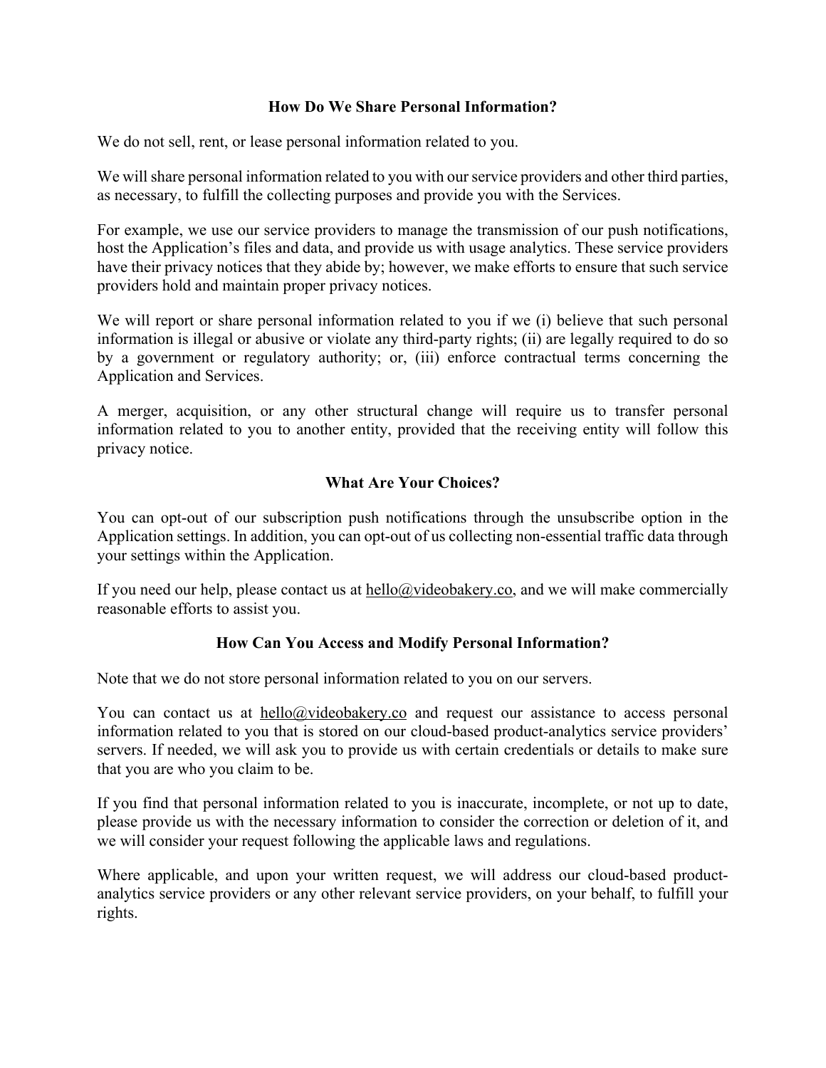## How Do We Share Personal Information?

We do not sell, rent, or lease personal information related to you.

We will share personal information related to you with our service providers and other third parties, as necessary, to fulfill the collecting purposes and provide you with the Services.

For example, we use our service providers to manage the transmission of our push notifications, host the Application's files and data, and provide us with usage analytics. These service providers have their privacy notices that they abide by; however, we make efforts to ensure that such service providers hold and maintain proper privacy notices.

We will report or share personal information related to you if we (i) believe that such personal information is illegal or abusive or violate any third-party rights; (ii) are legally required to do so by a government or regulatory authority; or, (iii) enforce contractual terms concerning the Application and Services.

A merger, acquisition, or any other structural change will require us to transfer personal information related to you to another entity, provided that the receiving entity will follow this privacy notice.

## What Are Your Choices?

You can opt-out of our subscription push notifications through the unsubscribe option in the Application settings. In addition, you can opt-out of us collecting non-essential traffic data through your settings within the Application.

If you need our help, please contact us at hello@videobakery.co, and we will make commercially reasonable efforts to assist you.

## How Can You Access and Modify Personal Information?

Note that we do not store personal information related to you on our servers.

You can contact us at hello@videobakery.co and request our assistance to access personal information related to you that is stored on our cloud-based product-analytics service providers' servers. If needed, we will ask you to provide us with certain credentials or details to make sure that you are who you claim to be.

If you find that personal information related to you is inaccurate, incomplete, or not up to date, please provide us with the necessary information to consider the correction or deletion of it, and we will consider your request following the applicable laws and regulations.

Where applicable, and upon your written request, we will address our cloud-based product-analytics service providers or any other relevant service providers, on your behalf, to fulfill your rights.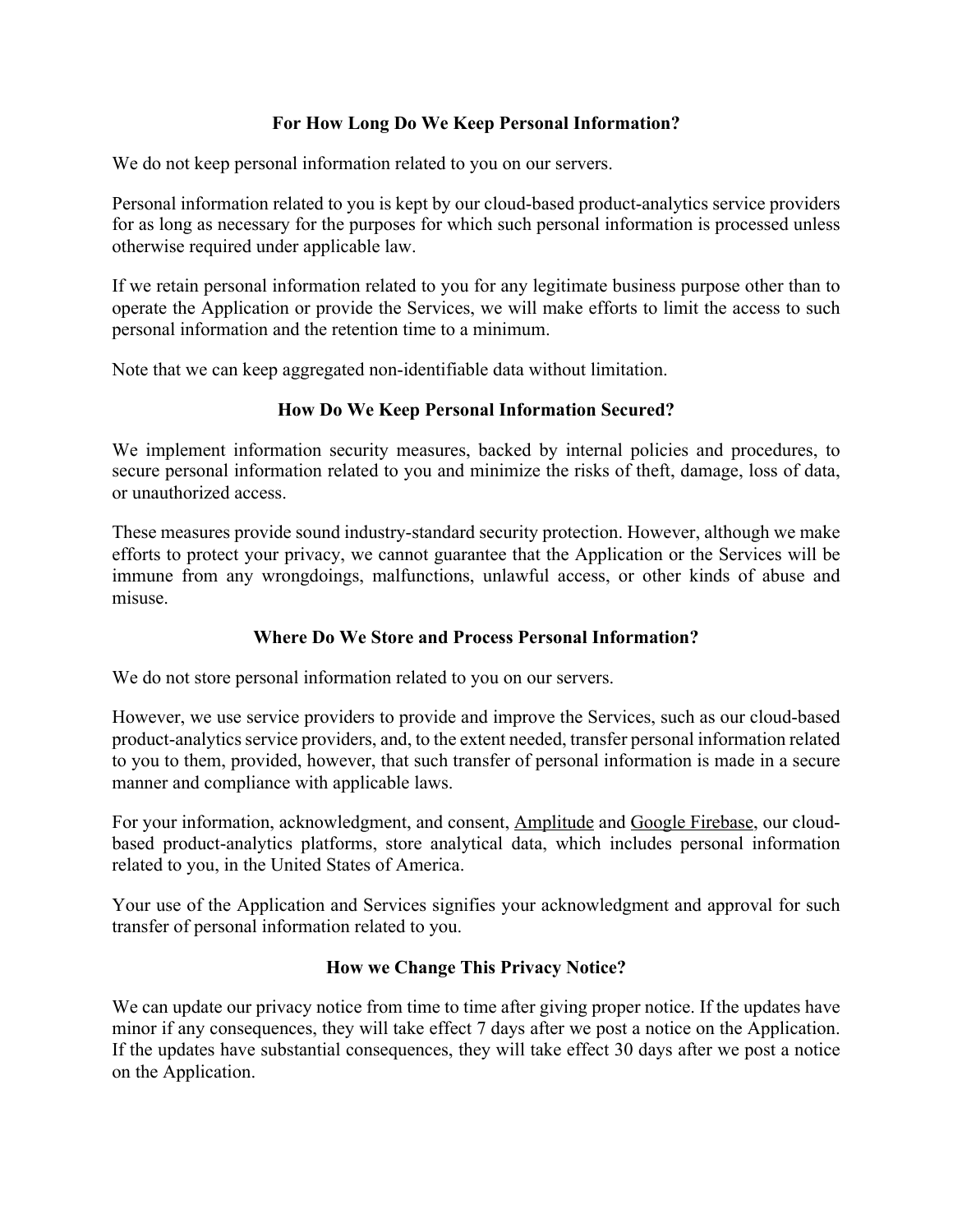## For How Long Do We Keep Personal Information?

We do not keep personal information related to you on our servers.

Personal information related to you is kept by our cloud-based product-analytics service providers for as long as necessary for the purposes for which such personal information is processed unless otherwise required under applicable law.

If we retain personal information related to you for any legitimate business purpose other than to operate the Application or provide the Services, we will make efforts to limit the access to such personal information and the retention time to a minimum.

Note that we can keep aggregated non-identifiable data without limitation.

## How Do We Keep Personal Information Secured?

We implement information security measures, backed by internal policies and procedures, to secure personal information related to you and minimize the risks of theft, damage, loss of data, or unauthorized access.

These measures provide sound industry-standard security protection. However, although we make efforts to protect your privacy, we cannot guarantee that the Application or the Services will be immune from any wrongdoings, malfunctions, unlawful access, or other kinds of abuse and misuse.

## Where Do We Store and Process Personal Information?

We do not store personal information related to you on our servers.

However, we use service providers to provide and improve the Services, such as our cloud-based product-analytics service providers, and, to the extent needed, transfer personal information related to you to them, provided, however, that such transfer of personal information is made in a secure manner and compliance with applicable laws.

For your information, acknowledgment, and consent, Amplitude and Google Firebase, our cloud-based product-analytics platforms, store analytical data, which includes personal information related to you, in the United States of America.

Your use of the Application and Services signifies your acknowledgment and approval for such transfer of personal information related to you.

## How we Change This Privacy Notice?

We can update our privacy notice from time to time after giving proper notice. If the updates have minor if any consequences, they will take effect 7 days after we post a notice on the Application. If the updates have substantial consequences, they will take effect 30 days after we post a notice on the Application.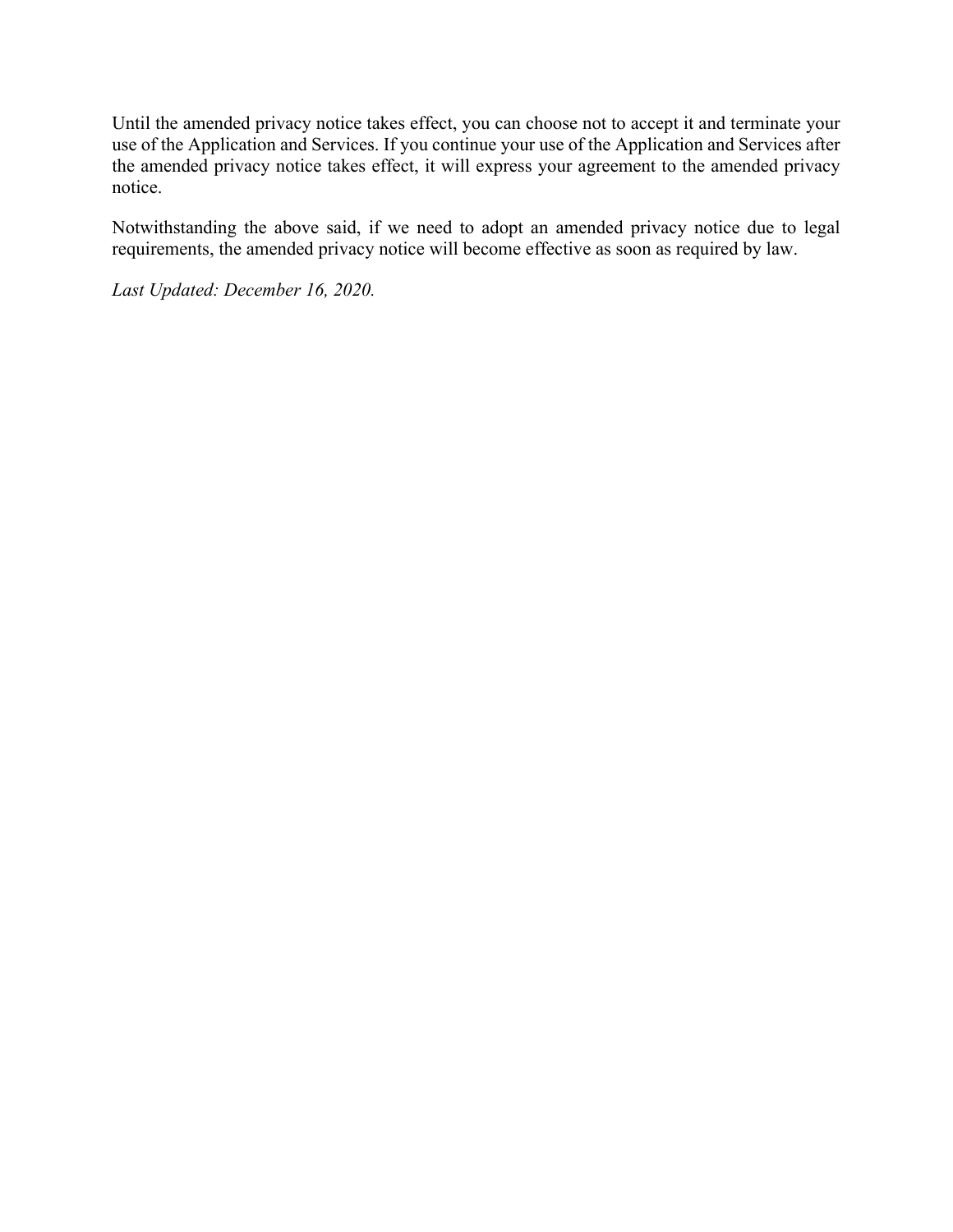Until the amended privacy notice takes effect, you can choose not to accept it and terminate your use of the Application and Services. If you continue your use of the Application and Services after the amended privacy notice takes effect, it will express your agreement to the amended privacy notice.

Notwithstanding the above said, if we need to adopt an amended privacy notice due to legal requirements, the amended privacy notice will become effective as soon as required by law.

*Last Updated: December 16, 2020.*